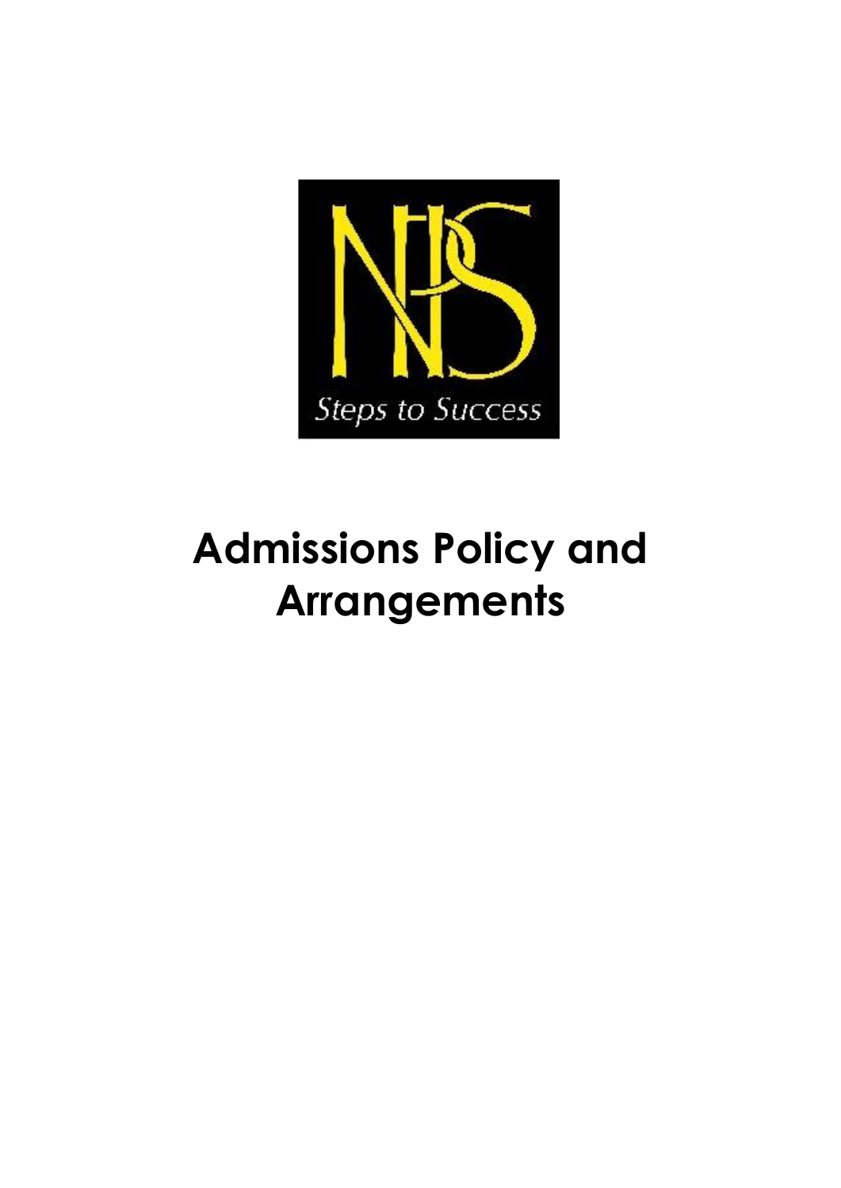Steps to Success

# Admissions Policy and Arrangements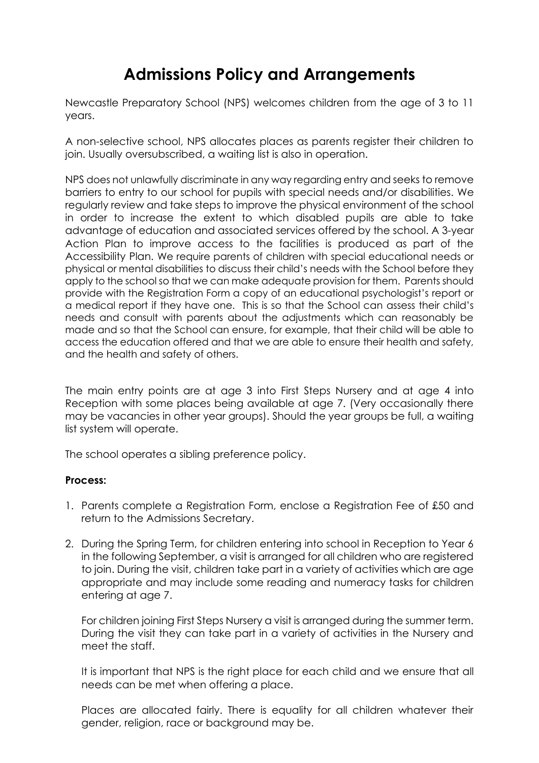# Admissions Policy and Arrangements

Newcastle Preparatory School (NPS) welcomes children from the age of 3 to 11 years.

A non-selective school, NPS allocates places as parents register their children to join. Usually oversubscribed, a waiting list is also in operation.

NPS does not unlawfully discriminate in any way regarding entry and seeks to remove barriers to entry to our school for pupils with special needs and/or disabilities. We regularly review and take steps to improve the physical environment of the school in order to increase the extent to which disabled pupils are able to take advantage of education and associated services offered by the school. A 3-year Action Plan to improve access to the facilities is produced as part of the Accessibility Plan. We require parents of children with special educational needs or physical or mental disabilities to discuss their child's needs with the School before they apply to the school so that we can make adequate provision for them. Parents should provide with the Registration Form a copy of an educational psychologist's report or a medical report if they have one. This is so that the School can assess their child's needs and consult with parents about the adjustments which can reasonably be made and so that the School can ensure, for example, that their child will be able to access the education offered and that we are able to ensure their health and safety, and the health and safety of others.

The main entry points are at age 3 into First Steps Nursery and at age 4 into Reception with some places being available at age 7. (Very occasionally there may be vacancies in other year groups). Should the year groups be full, a waiting list system will operate.

The school operates a sibling preference policy.

**Process:**

1. Parents complete a Registration Form, enclose a Registration Fee of £50 and return to the Admissions Secretary.
2. During the Spring Term, for children entering into school in Reception to Year 6 in the following September, a visit is arranged for all children who are registered to join. During the visit, children take part in a variety of activities which are age appropriate and may include some reading and numeracy tasks for children entering at age 7.

   For children joining First Steps Nursery a visit is arranged during the summer term. During the visit they can take part in a variety of activities in the Nursery and meet the staff.

   It is important that NPS is the right place for each child and we ensure that all needs can be met when offering a place.

   Places are allocated fairly. There is equality for all children whatever their gender, religion, race or background may be.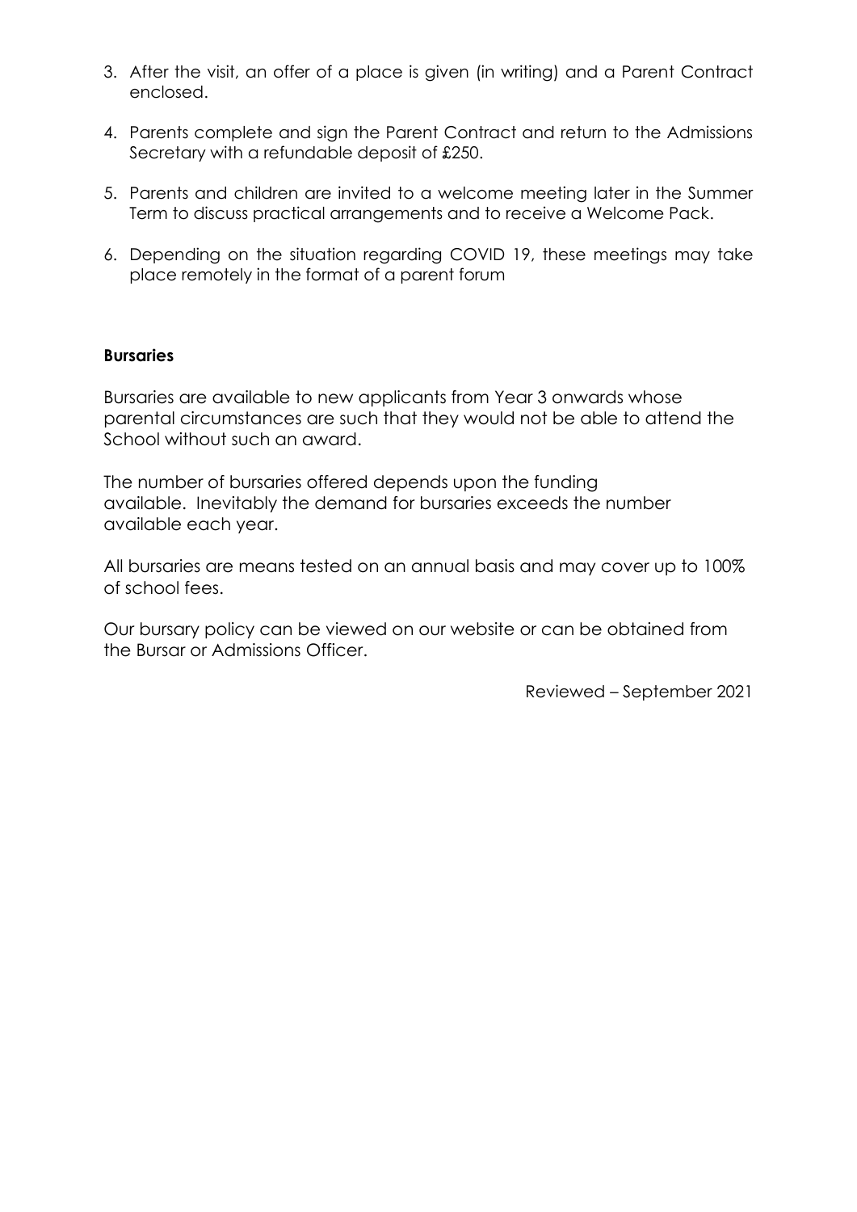3. After the visit, an offer of a place is given (in writing) and a Parent Contract enclosed.

4. Parents complete and sign the Parent Contract and return to the Admissions Secretary with a refundable deposit of £250.

5. Parents and children are invited to a welcome meeting later in the Summer Term to discuss practical arrangements and to receive a Welcome Pack.

6. Depending on the situation regarding COVID 19, these meetings may take place remotely in the format of a parent forum

**Bursaries**

Bursaries are available to new applicants from Year 3 onwards whose parental circumstances are such that they would not be able to attend the School without such an award.

The number of bursaries offered depends upon the funding available. Inevitably the demand for bursaries exceeds the number available each year.

All bursaries are means tested on an annual basis and may cover up to 100% of school fees.

Our bursary policy can be viewed on our website or can be obtained from the Bursar or Admissions Officer.

Reviewed – September 2021